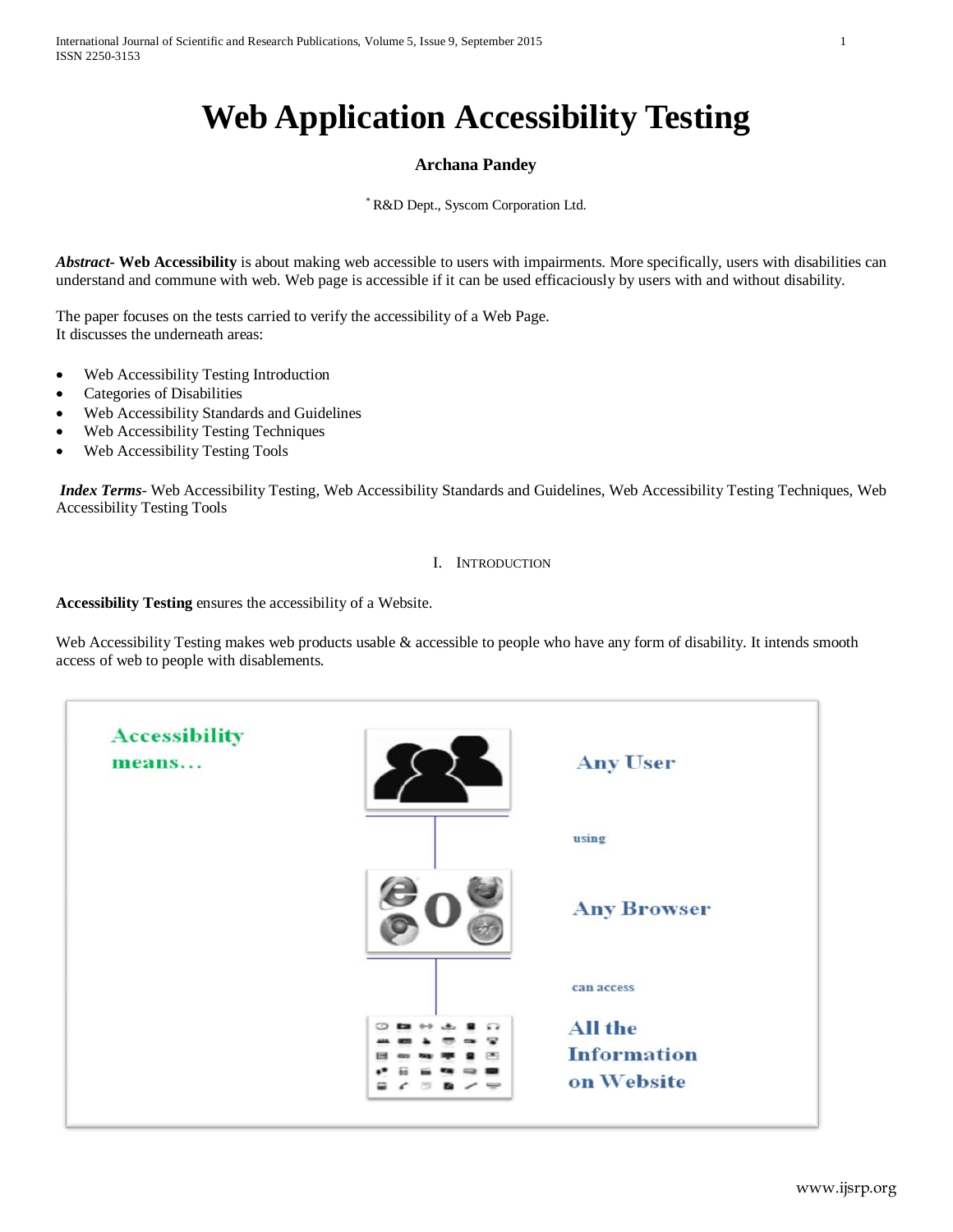# Web Application Accessibility Testing

**Archana Pandey**

[*] R&D Dept., Syscom Corporation Ltd.

***Abstract*- Web Accessibility** is about making web accessible to users with impairments. More specifically, users with disabilities can understand and commune with web. Web page is accessible if it can be used efficaciously by users with and without disability.

The paper focuses on the tests carried to verify the accessibility of a Web Page.
It discusses the underneath areas:

- Web Accessibility Testing Introduction
- Categories of Disabilities
- Web Accessibility Standards and Guidelines
- Web Accessibility Testing Techniques
- Web Accessibility Testing Tools

***Index Terms*-** Web Accessibility Testing, Web Accessibility Standards and Guidelines, Web Accessibility Testing Techniques, Web Accessibility Testing Tools

## I. Introduction

**Accessibility Testing** ensures the accessibility of a Website.

Web Accessibility Testing makes web products usable & accessible to people who have any form of disability. It intends smooth access of web to people with disablements.

Accessibility means...

Any User

using

Any Browser

can access

All the Information on Website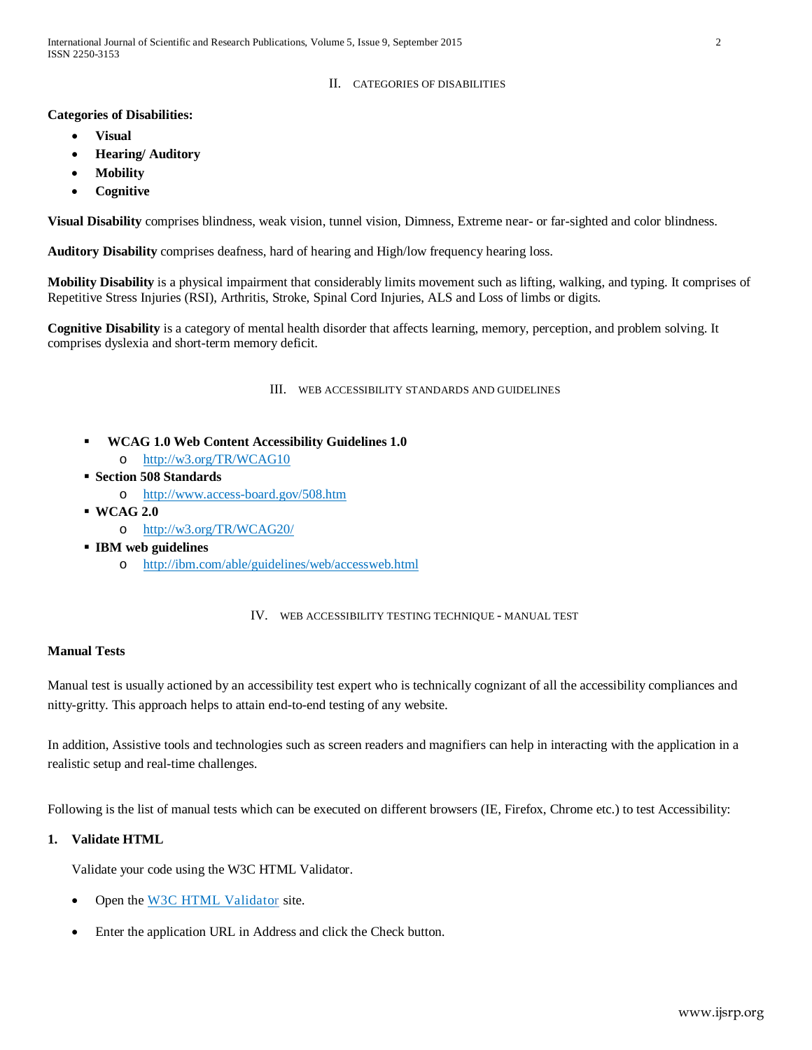## II. CATEGORIES OF DISABILITIES

**Categories of Disabilities:**

- **Visual**
- **Hearing/ Auditory**
- **Mobility**
- **Cognitive**

**Visual Disability** comprises blindness, weak vision, tunnel vision, Dimness, Extreme near- or far-sighted and color blindness.

**Auditory Disability** comprises deafness, hard of hearing and High/low frequency hearing loss.

**Mobility Disability** is a physical impairment that considerably limits movement such as lifting, walking, and typing. It comprises of Repetitive Stress Injuries (RSI), Arthritis, Stroke, Spinal Cord Injuries, ALS and Loss of limbs or digits.

**Cognitive Disability** is a category of mental health disorder that affects learning, memory, perception, and problem solving. It comprises dyslexia and short-term memory deficit.

## III. WEB ACCESSIBILITY STANDARDS AND GUIDELINES

- **WCAG 1.0 Web Content Accessibility Guidelines 1.0**
  - http://w3.org/TR/WCAG10
- **Section 508 Standards**
  - http://www.access-board.gov/508.htm
- **WCAG 2.0**
  - http://w3.org/TR/WCAG20/
- **IBM web guidelines**
  - http://ibm.com/able/guidelines/web/accessweb.html

## IV. WEB ACCESSIBILITY TESTING TECHNIQUE - MANUAL TEST

**Manual Tests**

Manual test is usually actioned by an accessibility test expert who is technically cognizant of all the accessibility compliances and nitty-gritty. This approach helps to attain end-to-end testing of any website.

In addition, Assistive tools and technologies such as screen readers and magnifiers can help in interacting with the application in a realistic setup and real-time challenges.

Following is the list of manual tests which can be executed on different browsers (IE, Firefox, Chrome etc.) to test Accessibility:

**1. Validate HTML**

Validate your code using the W3C HTML Validator.

- Open the W3C HTML Validator site.
- Enter the application URL in Address and click the Check button.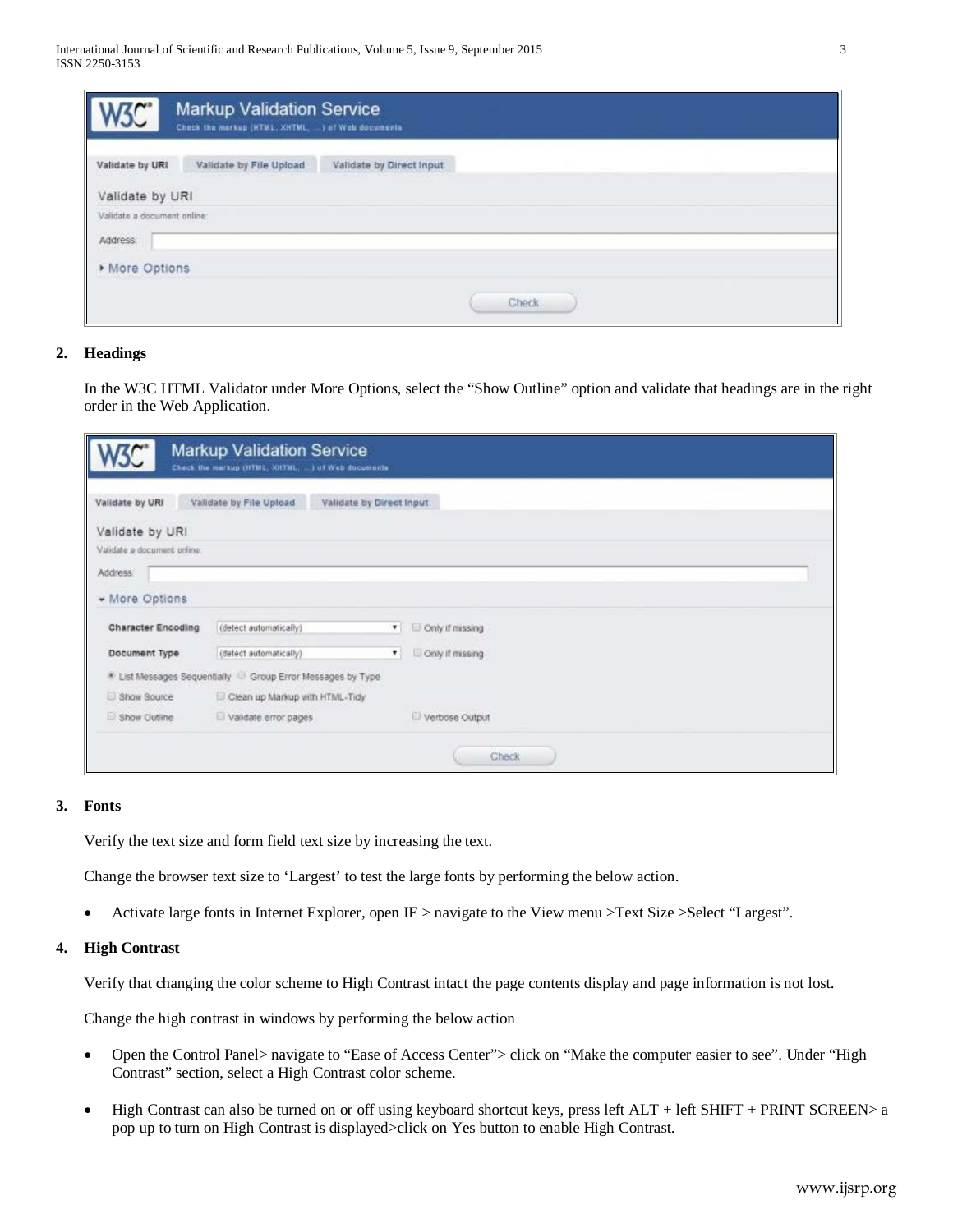**2. Headings**

In the W3C HTML Validator under More Options, select the "Show Outline" option and validate that headings are in the right order in the Web Application.

**3. Fonts**

Verify the text size and form field text size by increasing the text.

Change the browser text size to 'Largest' to test the large fonts by performing the below action.

- Activate large fonts in Internet Explorer, open IE > navigate to the View menu >Text Size >Select "Largest".

**4. High Contrast**

Verify that changing the color scheme to High Contrast intact the page contents display and page information is not lost.

Change the high contrast in windows by performing the below action

- Open the Control Panel> navigate to "Ease of Access Center"> click on "Make the computer easier to see". Under "High Contrast" section, select a High Contrast color scheme.
- High Contrast can also be turned on or off using keyboard shortcut keys, press left ALT + left SHIFT + PRINT SCREEN> a pop up to turn on High Contrast is displayed>click on Yes button to enable High Contrast.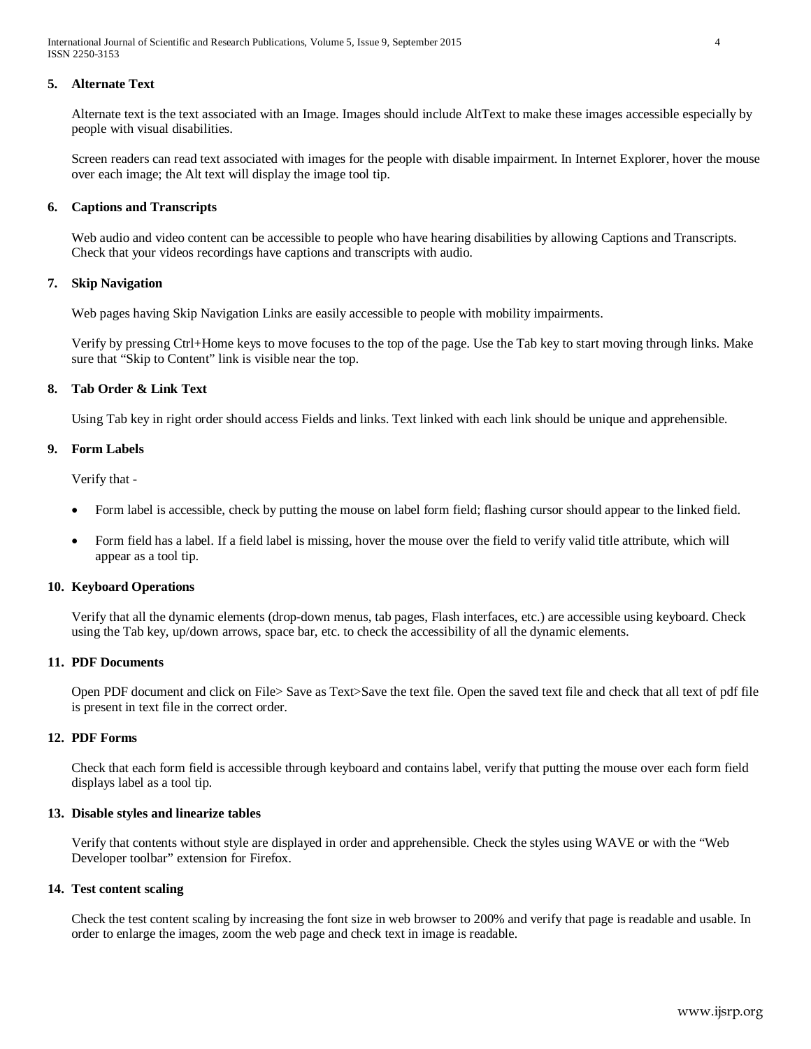### 5. Alternate Text

Alternate text is the text associated with an Image. Images should include AltText to make these images accessible especially by people with visual disabilities.

Screen readers can read text associated with images for the people with disable impairment. In Internet Explorer, hover the mouse over each image; the Alt text will display the image tool tip.

### 6. Captions and Transcripts

Web audio and video content can be accessible to people who have hearing disabilities by allowing Captions and Transcripts. Check that your videos recordings have captions and transcripts with audio.

### 7. Skip Navigation

Web pages having Skip Navigation Links are easily accessible to people with mobility impairments.

Verify by pressing Ctrl+Home keys to move focuses to the top of the page. Use the Tab key to start moving through links. Make sure that "Skip to Content" link is visible near the top.

### 8. Tab Order & Link Text

Using Tab key in right order should access Fields and links. Text linked with each link should be unique and apprehensible.

### 9. Form Labels

Verify that -

- Form label is accessible, check by putting the mouse on label form field; flashing cursor should appear to the linked field.
- Form field has a label. If a field label is missing, hover the mouse over the field to verify valid title attribute, which will appear as a tool tip.

### 10. Keyboard Operations

Verify that all the dynamic elements (drop-down menus, tab pages, Flash interfaces, etc.) are accessible using keyboard. Check using the Tab key, up/down arrows, space bar, etc. to check the accessibility of all the dynamic elements.

### 11. PDF Documents

Open PDF document and click on File> Save as Text>Save the text file. Open the saved text file and check that all text of pdf file is present in text file in the correct order.

### 12. PDF Forms

Check that each form field is accessible through keyboard and contains label, verify that putting the mouse over each form field displays label as a tool tip.

### 13. Disable styles and linearize tables

Verify that contents without style are displayed in order and apprehensible. Check the styles using WAVE or with the "Web Developer toolbar" extension for Firefox.

### 14. Test content scaling

Check the test content scaling by increasing the font size in web browser to 200% and verify that page is readable and usable. In order to enlarge the images, zoom the web page and check text in image is readable.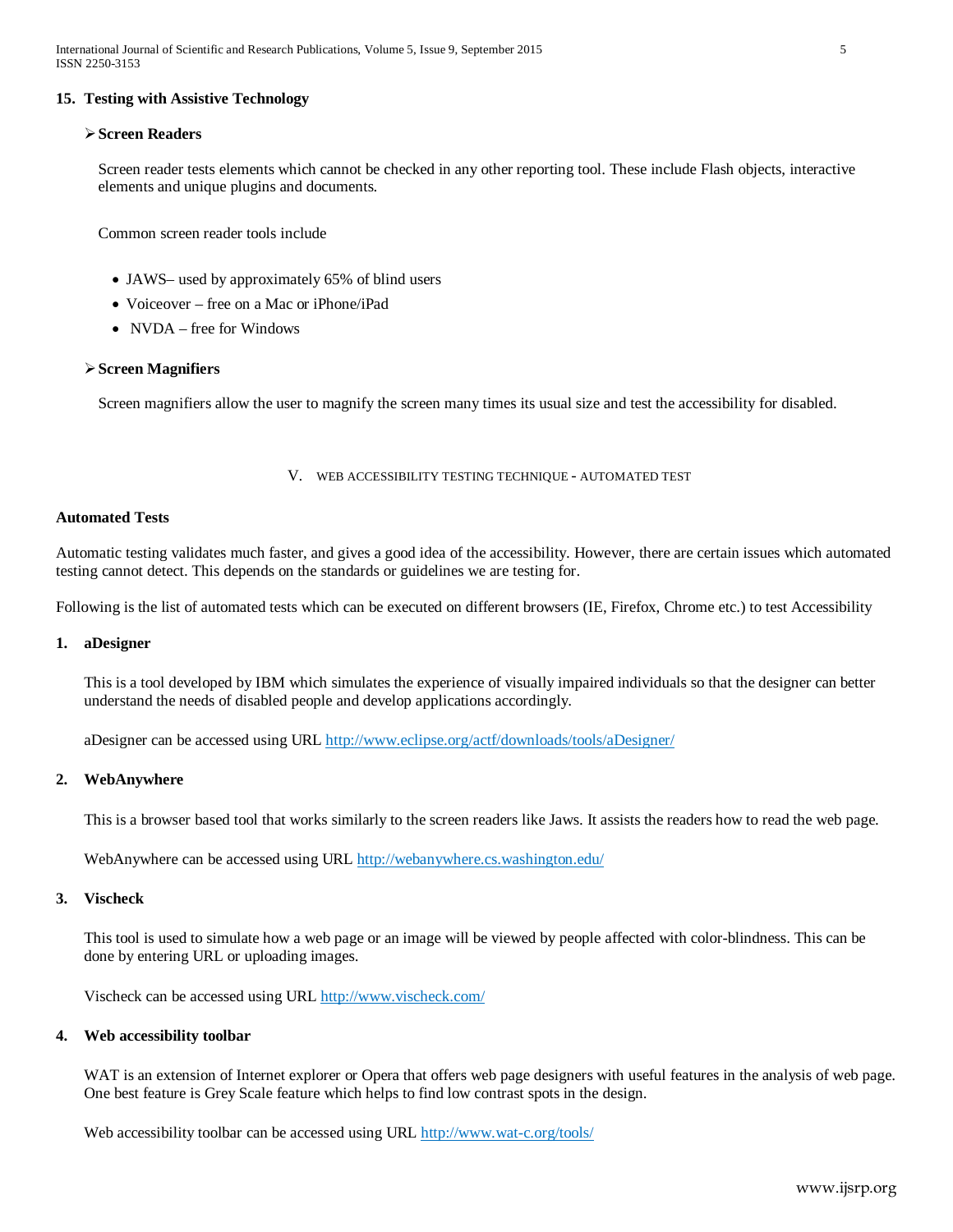**15. Testing with Assistive Technology**

- **Screen Readers**

Screen reader tests elements which cannot be checked in any other reporting tool. These include Flash objects, interactive elements and unique plugins and documents.

Common screen reader tools include

- JAWS– used by approximately 65% of blind users
- Voiceover – free on a Mac or iPhone/iPad
- NVDA – free for Windows

- **Screen Magnifiers**

Screen magnifiers allow the user to magnify the screen many times its usual size and test the accessibility for disabled.

## V. WEB ACCESSIBILITY TESTING TECHNIQUE - AUTOMATED TEST

**Automated Tests**

Automatic testing validates much faster, and gives a good idea of the accessibility. However, there are certain issues which automated testing cannot detect. This depends on the standards or guidelines we are testing for.

Following is the list of automated tests which can be executed on different browsers (IE, Firefox, Chrome etc.) to test Accessibility

**1. aDesigner**

This is a tool developed by IBM which simulates the experience of visually impaired individuals so that the designer can better understand the needs of disabled people and develop applications accordingly.

aDesigner can be accessed using URL http://www.eclipse.org/actf/downloads/tools/aDesigner/

**2. WebAnywhere**

This is a browser based tool that works similarly to the screen readers like Jaws. It assists the readers how to read the web page.

WebAnywhere can be accessed using URL http://webanywhere.cs.washington.edu/

**3. Vischeck**

This tool is used to simulate how a web page or an image will be viewed by people affected with color-blindness. This can be done by entering URL or uploading images.

Vischeck can be accessed using URL http://www.vischeck.com/

**4. Web accessibility toolbar**

WAT is an extension of Internet explorer or Opera that offers web page designers with useful features in the analysis of web page. One best feature is Grey Scale feature which helps to find low contrast spots in the design.

Web accessibility toolbar can be accessed using URL http://www.wat-c.org/tools/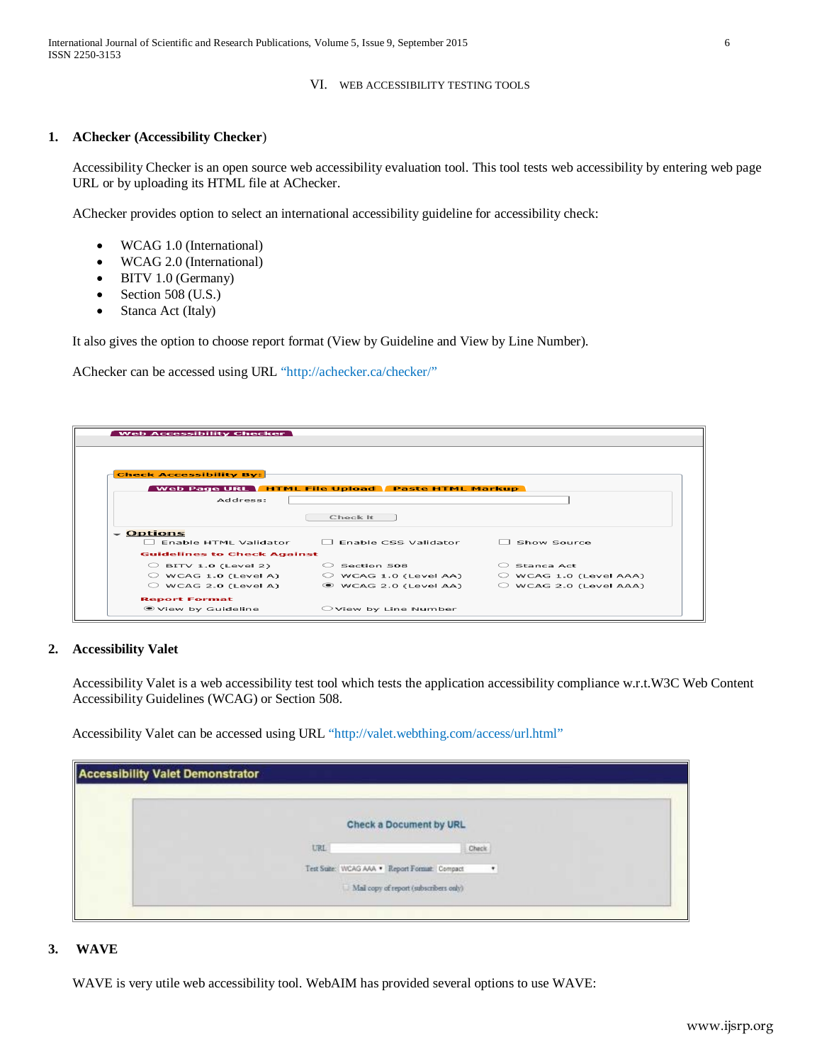## VI. WEB ACCESSIBILITY TESTING TOOLS

### 1. AChecker (Accessibility Checker)

Accessibility Checker is an open source web accessibility evaluation tool. This tool tests web accessibility by entering web page URL or by uploading its HTML file at AChecker.

AChecker provides option to select an international accessibility guideline for accessibility check:

- WCAG 1.0 (International)
- WCAG 2.0 (International)
- BITV 1.0 (Germany)
- Section 508 (U.S.)
- Stanca Act (Italy)

It also gives the option to choose report format (View by Guideline and View by Line Number).

AChecker can be accessed using URL "http://achecker.ca/checker/"

### 2. Accessibility Valet

Accessibility Valet is a web accessibility test tool which tests the application accessibility compliance w.r.t.W3C Web Content Accessibility Guidelines (WCAG) or Section 508.

Accessibility Valet can be accessed using URL "http://valet.webthing.com/access/url.html"

### 3. WAVE

WAVE is very utile web accessibility tool. WebAIM has provided several options to use WAVE: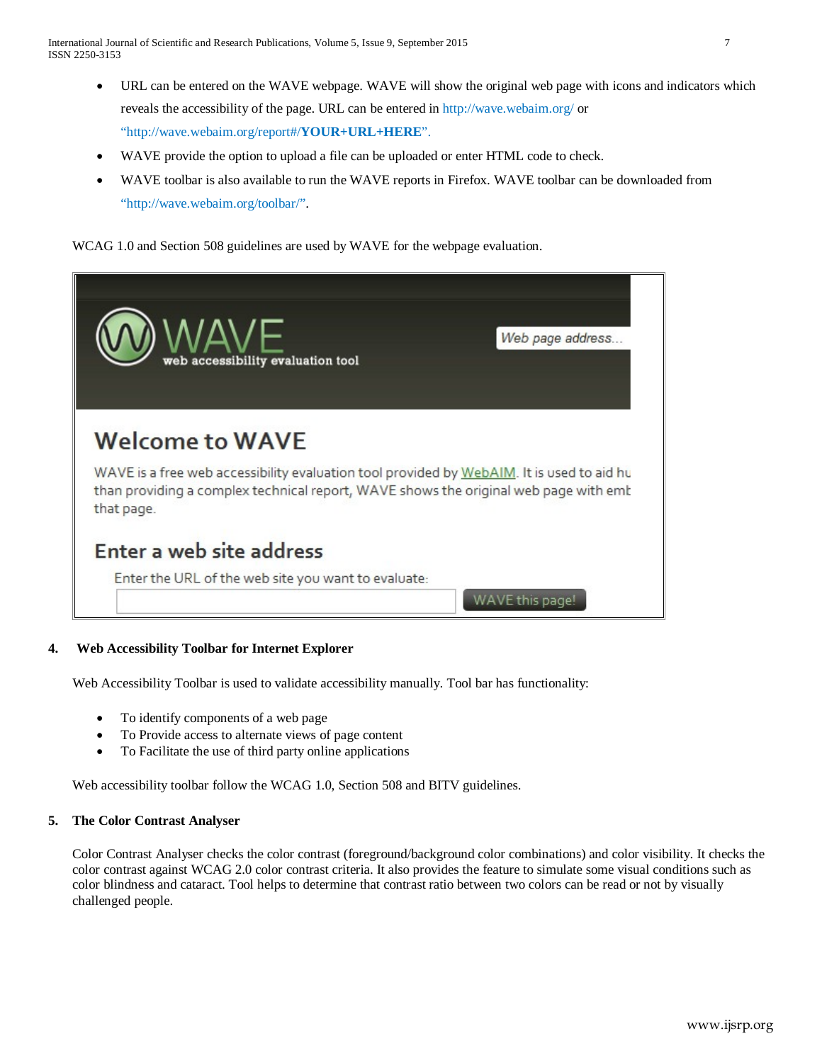- URL can be entered on the WAVE webpage. WAVE will show the original web page with icons and indicators which reveals the accessibility of the page. URL can be entered in http://wave.webaim.org/ or "http://wave.webaim.org/report#/**YOUR+URL+HERE**".
- WAVE provide the option to upload a file can be uploaded or enter HTML code to check.
- WAVE toolbar is also available to run the WAVE reports in Firefox. WAVE toolbar can be downloaded from "http://wave.webaim.org/toolbar/".

WCAG 1.0 and Section 508 guidelines are used by WAVE for the webpage evaluation.

### 4. Web Accessibility Toolbar for Internet Explorer

Web Accessibility Toolbar is used to validate accessibility manually. Tool bar has functionality:

- To identify components of a web page
- To Provide access to alternate views of page content
- To Facilitate the use of third party online applications

Web accessibility toolbar follow the WCAG 1.0, Section 508 and BITV guidelines.

### 5. The Color Contrast Analyser

Color Contrast Analyser checks the color contrast (foreground/background color combinations) and color visibility. It checks the color contrast against WCAG 2.0 color contrast criteria. It also provides the feature to simulate some visual conditions such as color blindness and cataract. Tool helps to determine that contrast ratio between two colors can be read or not by visually challenged people.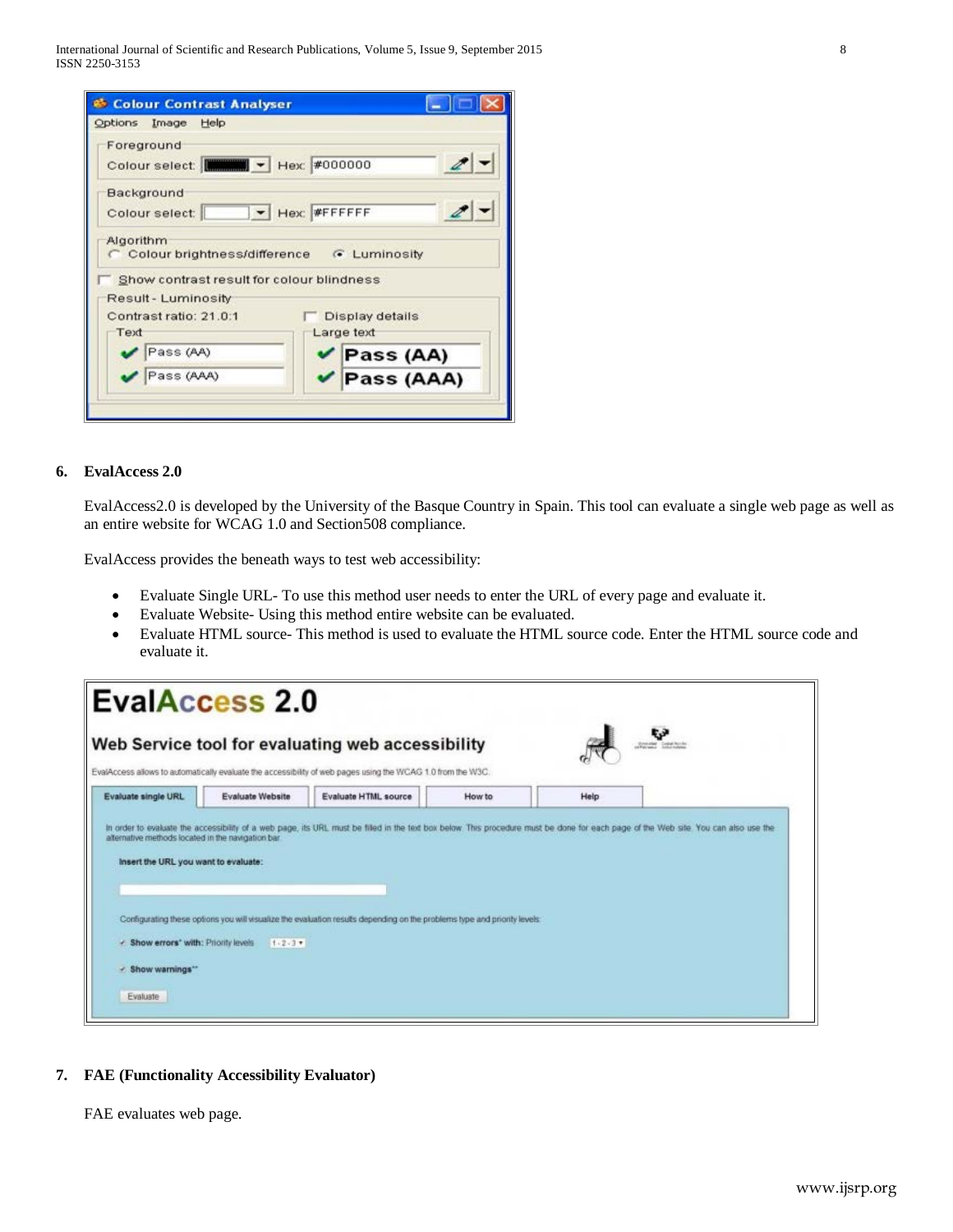## 6. EvalAccess 2.0

EvalAccess2.0 is developed by the University of the Basque Country in Spain. This tool can evaluate a single web page as well as an entire website for WCAG 1.0 and Section508 compliance.

EvalAccess provides the beneath ways to test web accessibility:

- Evaluate Single URL- To use this method user needs to enter the URL of every page and evaluate it.
- Evaluate Website- Using this method entire website can be evaluated.
- Evaluate HTML source- This method is used to evaluate the HTML source code. Enter the HTML source code and evaluate it.

## 7. FAE (Functionality Accessibility Evaluator)

FAE evaluates web page.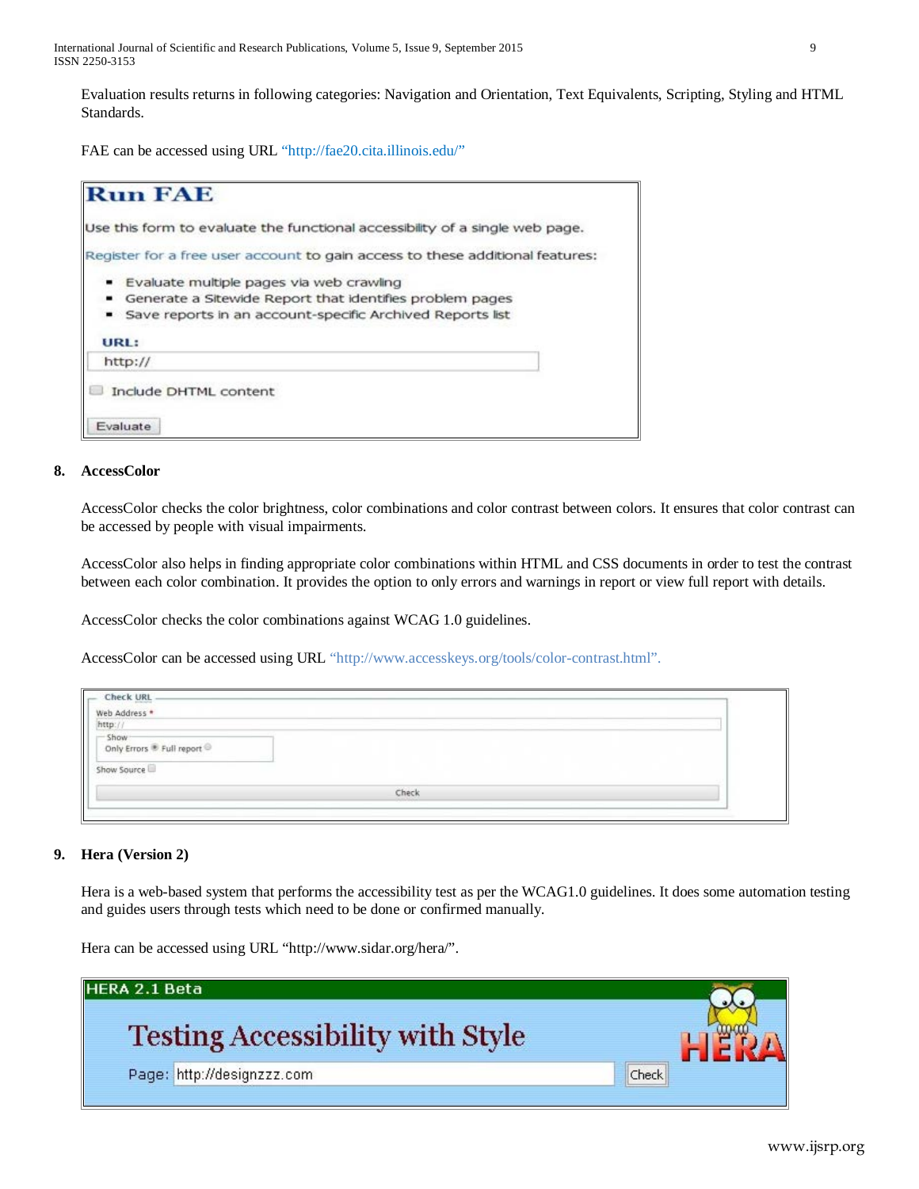Evaluation results returns in following categories: Navigation and Orientation, Text Equivalents, Scripting, Styling and HTML Standards.

FAE can be accessed using URL "http://fae20.cita.illinois.edu/"

## 8. AccessColor

AccessColor checks the color brightness, color combinations and color contrast between colors. It ensures that color contrast can be accessed by people with visual impairments.

AccessColor also helps in finding appropriate color combinations within HTML and CSS documents in order to test the contrast between each color combination. It provides the option to only errors and warnings in report or view full report with details.

AccessColor checks the color combinations against WCAG 1.0 guidelines.

AccessColor can be accessed using URL "http://www.accesskeys.org/tools/color-contrast.html".

## 9. Hera (Version 2)

Hera is a web-based system that performs the accessibility test as per the WCAG1.0 guidelines. It does some automation testing and guides users through tests which need to be done or confirmed manually.

Hera can be accessed using URL "http://www.sidar.org/hera/".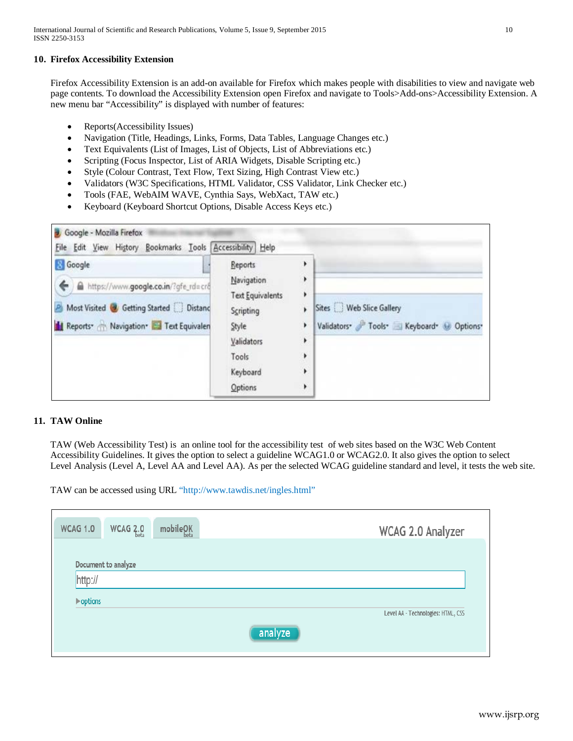## 10. Firefox Accessibility Extension

Firefox Accessibility Extension is an add-on available for Firefox which makes people with disabilities to view and navigate web page contents. To download the Accessibility Extension open Firefox and navigate to Tools>Add-ons>Accessibility Extension. A new menu bar "Accessibility" is displayed with number of features:

- Reports(Accessibility Issues)
- Navigation (Title, Headings, Links, Forms, Data Tables, Language Changes etc.)
- Text Equivalents (List of Images, List of Objects, List of Abbreviations etc.)
- Scripting (Focus Inspector, List of ARIA Widgets, Disable Scripting etc.)
- Style (Colour Contrast, Text Flow, Text Sizing, High Contrast View etc.)
- Validators (W3C Specifications, HTML Validator, CSS Validator, Link Checker etc.)
- Tools (FAE, WebAIM WAVE, Cynthia Says, WebXact, TAW etc.)
- Keyboard (Keyboard Shortcut Options, Disable Access Keys etc.)

## 11. TAW Online

TAW (Web Accessibility Test) is an online tool for the accessibility test of web sites based on the W3C Web Content Accessibility Guidelines. It gives the option to select a guideline WCAG1.0 or WCAG2.0. It also gives the option to select Level Analysis (Level A, Level AA and Level AA). As per the selected WCAG guideline standard and level, it tests the web site.

TAW can be accessed using URL "http://www.tawdis.net/ingles.html"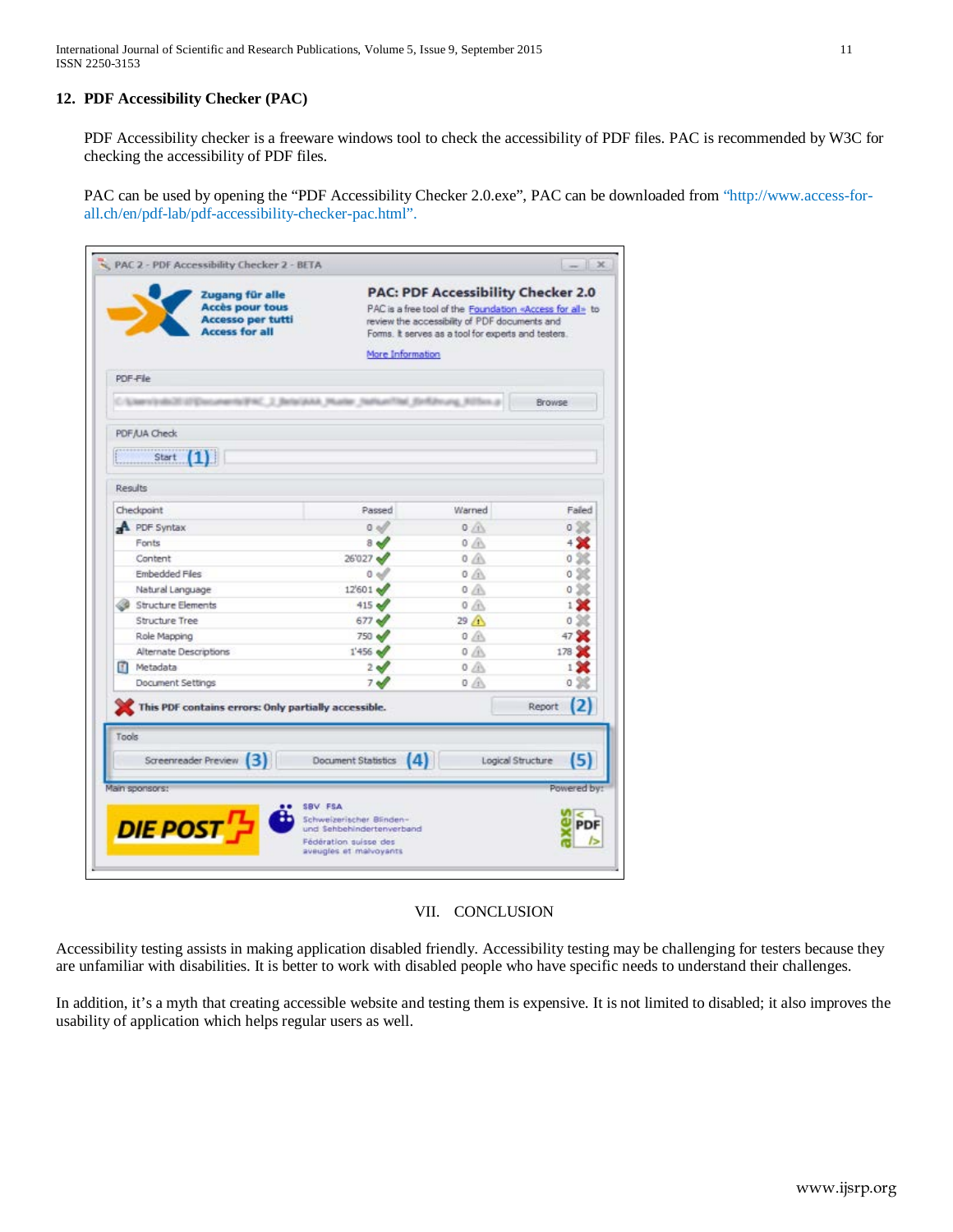### 12. PDF Accessibility Checker (PAC)

PDF Accessibility checker is a freeware windows tool to check the accessibility of PDF files. PAC is recommended by W3C for checking the accessibility of PDF files.

PAC can be used by opening the "PDF Accessibility Checker 2.0.exe", PAC can be downloaded from "http://www.access-for-all.ch/en/pdf-lab/pdf-accessibility-checker-pac.html".

## VII. CONCLUSION

Accessibility testing assists in making application disabled friendly. Accessibility testing may be challenging for testers because they are unfamiliar with disabilities. It is better to work with disabled people who have specific needs to understand their challenges.

In addition, it's a myth that creating accessible website and testing them is expensive. It is not limited to disabled; it also improves the usability of application which helps regular users as well.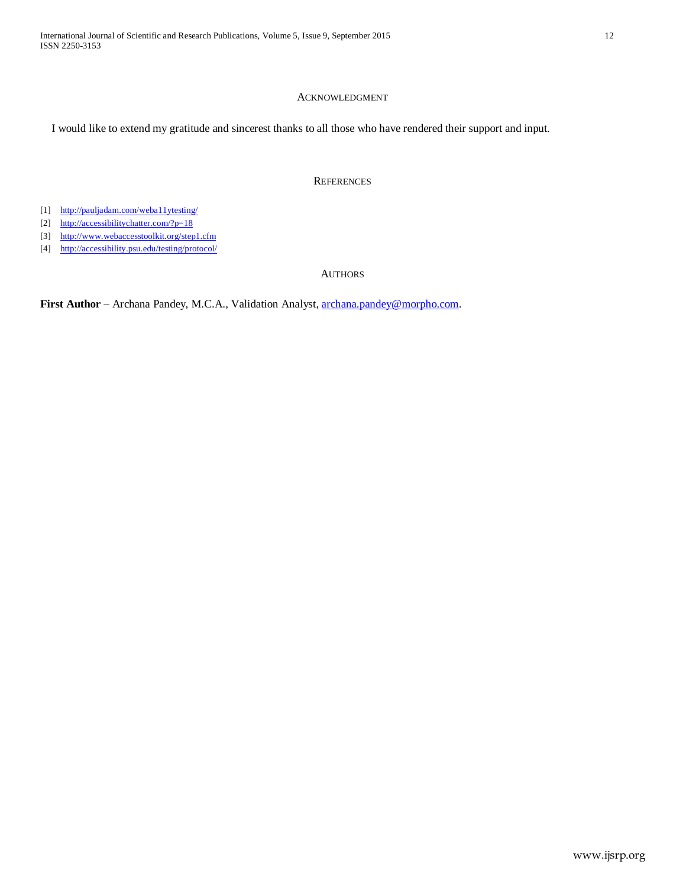## Acknowledgment

I would like to extend my gratitude and sincerest thanks to all those who have rendered their support and input.

## References

[1] http://pauljadam.com/weba11ytesting/

[2] http://accessibilitychatter.com/?p=18

[3] http://www.webaccesstoolkit.org/step1.cfm

[4] http://accessibility.psu.edu/testing/protocol/

## Authors

**First Author** – Archana Pandey, M.C.A., Validation Analyst, archana.pandey@morpho.com.